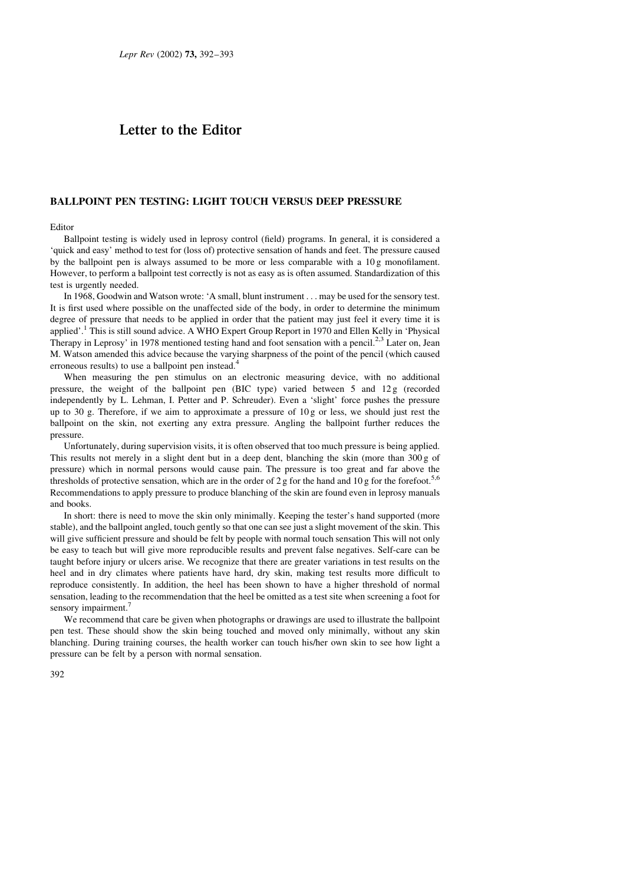# Letter to the Editor

## BALLPOINT PEN TESTING: LIGHT TOUCH VERSUS DEEP PRESSURE

Editor

Ballpoint testing is widely used in leprosy control (field) programs. In general, it is considered a 'quick and easy' method to test for (loss of) protective sensation of hands and feet. The pressure caused by the ballpoint pen is always assumed to be more or less comparable with a 10 g monofilament. However, to perform a ballpoint test correctly is not as easy as is often assumed. Standardization of this test is urgently needed.

In 1968, Goodwin and Watson wrote: 'A small, blunt instrument . . . may be used for the sensory test. It is first used where possible on the unaffected side of the body, in order to determine the minimum degree of pressure that needs to be applied in order that the patient may just feel it every time it is applied'.[1] This is still sound advice. A WHO Expert Group Report in 1970 and Ellen Kelly in 'Physical Therapy in Leprosy' in 1978 mentioned testing hand and foot sensation with a pencil.[2,3] Later on, Jean M. Watson amended this advice because the varying sharpness of the point of the pencil (which caused erroneous results) to use a ballpoint pen instead.[4]

When measuring the pen stimulus on an electronic measuring device, with no additional pressure, the weight of the ballpoint pen (BIC type) varied between 5 and 12 g (recorded independently by L. Lehman, I. Petter and P. Schreuder). Even a 'slight' force pushes the pressure up to 30 g. Therefore, if we aim to approximate a pressure of 10 g or less, we should just rest the ballpoint on the skin, not exerting any extra pressure. Angling the ballpoint further reduces the pressure.

Unfortunately, during supervision visits, it is often observed that too much pressure is being applied. This results not merely in a slight dent but in a deep dent, blanching the skin (more than 300 g of pressure) which in normal persons would cause pain. The pressure is too great and far above the thresholds of protective sensation, which are in the order of 2 g for the hand and 10 g for the forefoot.[5,6] Recommendations to apply pressure to produce blanching of the skin are found even in leprosy manuals and books.

In short: there is need to move the skin only minimally. Keeping the tester's hand supported (more stable), and the ballpoint angled, touch gently so that one can see just a slight movement of the skin. This will give sufficient pressure and should be felt by people with normal touch sensation This will not only be easy to teach but will give more reproducible results and prevent false negatives. Self-care can be taught before injury or ulcers arise. We recognize that there are greater variations in test results on the heel and in dry climates where patients have hard, dry skin, making test results more difficult to reproduce consistently. In addition, the heel has been shown to have a higher threshold of normal sensation, leading to the recommendation that the heel be omitted as a test site when screening a foot for sensory impairment.[7]

We recommend that care be given when photographs or drawings are used to illustrate the ballpoint pen test. These should show the skin being touched and moved only minimally, without any skin blanching. During training courses, the health worker can touch his/her own skin to see how light a pressure can be felt by a person with normal sensation.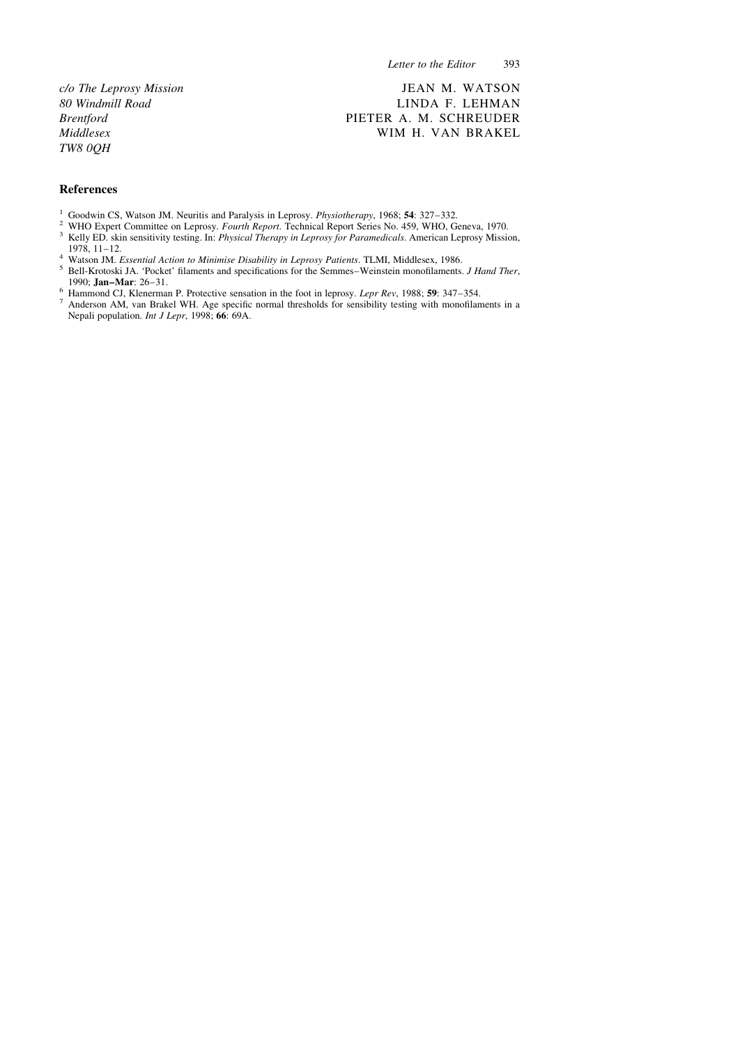*c/o The Leprosy Mission*
*80 Windmill Road*
*Brentford*
*Middlesex*
*TW8 0QH*

JEAN M. WATSON
LINDA F. LEHMAN
PIETER A. M. SCHREUDER
WIM H. VAN BRAKEL

## References

[1] Goodwin CS, Watson JM. Neuritis and Paralysis in Leprosy. *Physiotherapy*, 1968; **54**: 327–332.

[2] WHO Expert Committee on Leprosy. *Fourth Report*. Technical Report Series No. 459, WHO, Geneva, 1970.

[3] Kelly ED. skin sensitivity testing. In: *Physical Therapy in Leprosy for Paramedicals*. American Leprosy Mission, 1978, 11–12.

[4] Watson JM. *Essential Action to Minimise Disability in Leprosy Patients*. TLMI, Middlesex, 1986.

[5] Bell-Krotoski JA. 'Pocket' filaments and specifications for the Semmes–Weinstein monofilaments. *J Hand Ther*, 1990; **Jan–Mar**: 26–31.

[6] Hammond CJ, Klenerman P. Protective sensation in the foot in leprosy. *Lepr Rev*, 1988; **59**: 347–354.

[7] Anderson AM, van Brakel WH. Age specific normal thresholds for sensibility testing with monofilaments in a Nepali population. *Int J Lepr*, 1998; **66**: 69A.